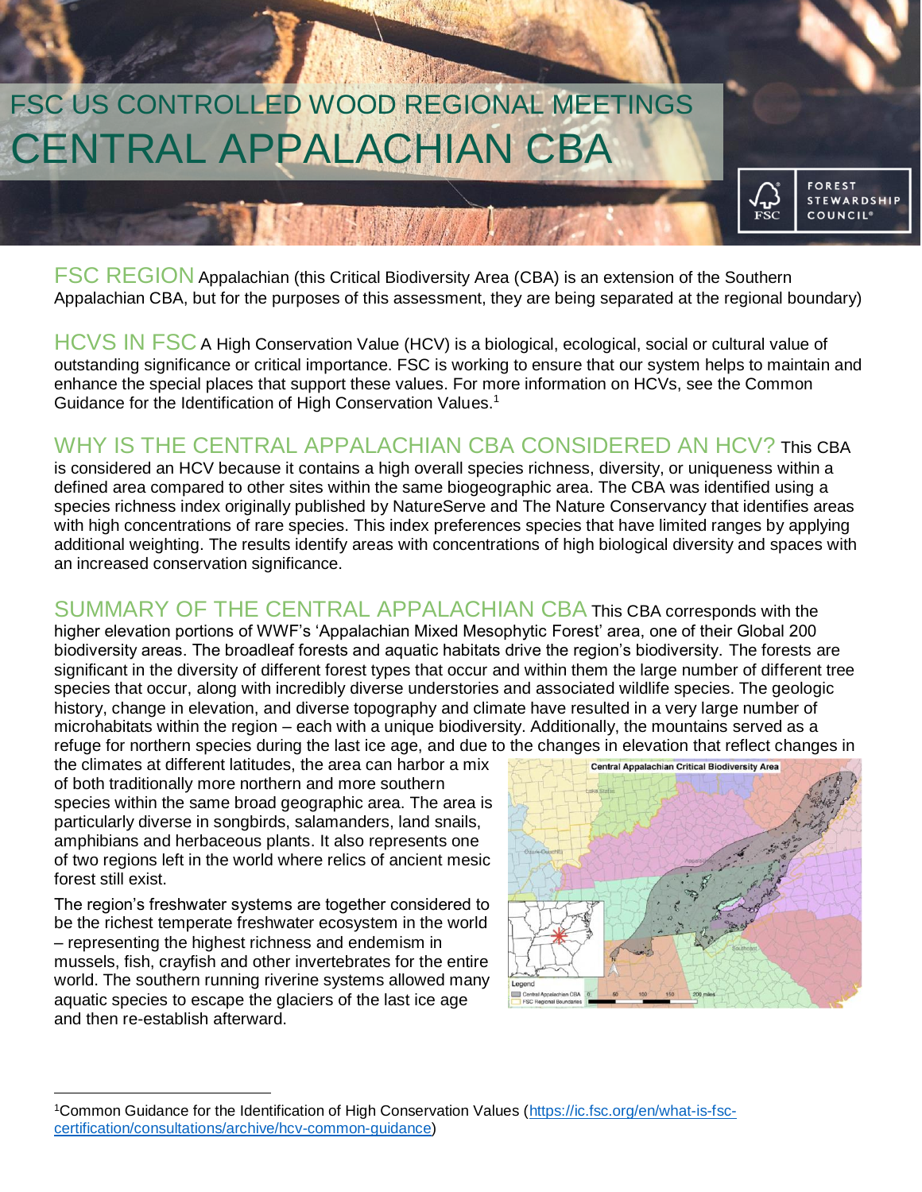# FSC US CONTROLLED WOOD REGIONAL MEETINGS
# CENTRAL APPALACHIAN CBA

FSC REGION Appalachian (this Critical Biodiversity Area (CBA) is an extension of the Southern Appalachian CBA, but for the purposes of this assessment, they are being separated at the regional boundary)

HCVS IN FSC A High Conservation Value (HCV) is a biological, ecological, social or cultural value of outstanding significance or critical importance. FSC is working to ensure that our system helps to maintain and enhance the special places that support these values. For more information on HCVs, see the Common Guidance for the Identification of High Conservation Values.[1]

WHY IS THE CENTRAL APPALACHIAN CBA CONSIDERED AN HCV? This CBA is considered an HCV because it contains a high overall species richness, diversity, or uniqueness within a defined area compared to other sites within the same biogeographic area. The CBA was identified using a species richness index originally published by NatureServe and The Nature Conservancy that identifies areas with high concentrations of rare species. This index preferences species that have limited ranges by applying additional weighting. The results identify areas with concentrations of high biological diversity and spaces with an increased conservation significance.

SUMMARY OF THE CENTRAL APPALACHIAN CBA This CBA corresponds with the higher elevation portions of WWF's 'Appalachian Mixed Mesophytic Forest' area, one of their Global 200 biodiversity areas. The broadleaf forests and aquatic habitats drive the region's biodiversity. The forests are significant in the diversity of different forest types that occur and within them the large number of different tree species that occur, along with incredibly diverse understories and associated wildlife species. The geologic history, change in elevation, and diverse topography and climate have resulted in a very large number of microhabitats within the region – each with a unique biodiversity. Additionally, the mountains served as a refuge for northern species during the last ice age, and due to the changes in elevation that reflect changes in the climates at different latitudes, the area can harbor a mix of both traditionally more northern and more southern species within the same broad geographic area. The area is particularly diverse in songbirds, salamanders, land snails, amphibians and herbaceous plants. It also represents one of two regions left in the world where relics of ancient mesic forest still exist.

The region's freshwater systems are together considered to be the richest temperate freshwater ecosystem in the world – representing the highest richness and endemism in mussels, fish, crayfish and other invertebrates for the entire world. The southern running riverine systems allowed many aquatic species to escape the glaciers of the last ice age and then re-establish afterward.

[1] Common Guidance for the Identification of High Conservation Values (https://ic.fsc.org/en/what-is-fsc-certification/consultations/archive/hcv-common-guidance)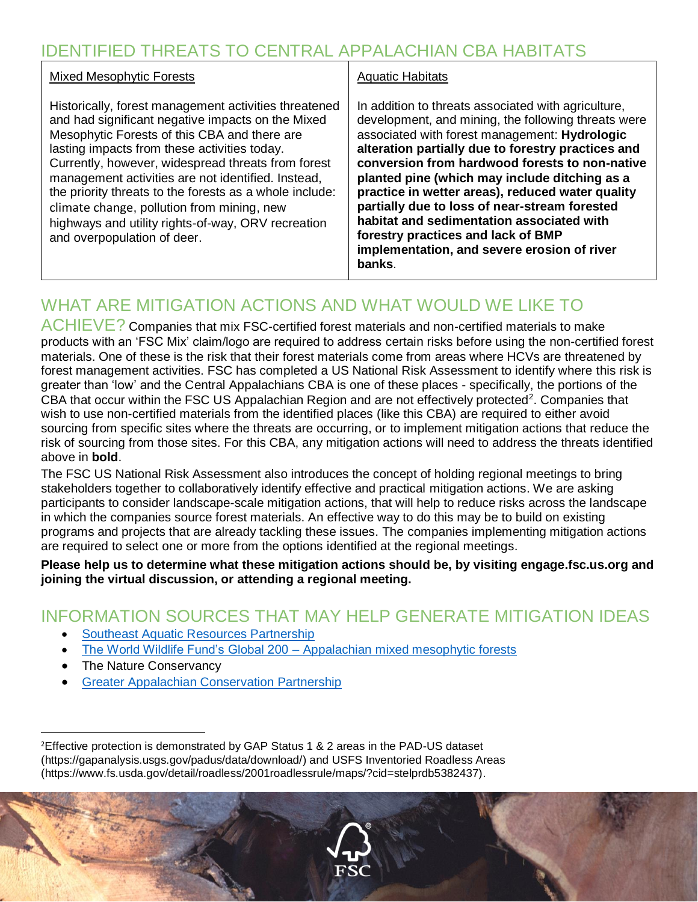## IDENTIFIED THREATS TO CENTRAL APPALACHIAN CBA HABITATS

| Mixed Mesophytic Forests | Aquatic Habitats |
|---|---|
| Historically, forest management activities threatened and had significant negative impacts on the Mixed Mesophytic Forests of this CBA and there are lasting impacts from these activities today. Currently, however, widespread threats from forest management activities are not identified. Instead, the priority threats to the forests as a whole include: climate change, pollution from mining, new highways and utility rights-of-way, ORV recreation and overpopulation of deer. | In addition to threats associated with agriculture, development, and mining, the following threats were associated with forest management: **Hydrologic alteration partially due to forestry practices and conversion from hardwood forests to non-native planted pine (which may include ditching as a practice in wetter areas), reduced water quality partially due to loss of near-stream forested habitat and sedimentation associated with forestry practices and lack of BMP implementation, and severe erosion of river banks**. |

## WHAT ARE MITIGATION ACTIONS AND WHAT WOULD WE LIKE TO ACHIEVE?

Companies that mix FSC-certified forest materials and non-certified materials to make products with an 'FSC Mix' claim/logo are required to address certain risks before using the non-certified forest materials. One of these is the risk that their forest materials come from areas where HCVs are threatened by forest management activities. FSC has completed a US National Risk Assessment to identify where this risk is greater than 'low' and the Central Appalachians CBA is one of these places - specifically, the portions of the CBA that occur within the FSC US Appalachian Region and are not effectively protected[2]. Companies that wish to use non-certified materials from the identified places (like this CBA) are required to either avoid sourcing from specific sites where the threats are occurring, or to implement mitigation actions that reduce the risk of sourcing from those sites. For this CBA, any mitigation actions will need to address the threats identified above in **bold**.

The FSC US National Risk Assessment also introduces the concept of holding regional meetings to bring stakeholders together to collaboratively identify effective and practical mitigation actions. We are asking participants to consider landscape-scale mitigation actions, that will help to reduce risks across the landscape in which the companies source forest materials. An effective way to do this may be to build on existing programs and projects that are already tackling these issues. The companies implementing mitigation actions are required to select one or more from the options identified at the regional meetings.

**Please help us to determine what these mitigation actions should be, by visiting engage.fsc.us.org and joining the virtual discussion, or attending a regional meeting.**

## INFORMATION SOURCES THAT MAY HELP GENERATE MITIGATION IDEAS

- Southeast Aquatic Resources Partnership
- The World Wildlife Fund's Global 200 – Appalachian mixed mesophytic forests
- The Nature Conservancy
- Greater Appalachian Conservation Partnership

[2]Effective protection is demonstrated by GAP Status 1 & 2 areas in the PAD-US dataset (https://gapanalysis.usgs.gov/padus/data/download/) and USFS Inventoried Roadless Areas (https://www.fs.usda.gov/detail/roadless/2001roadlessrule/maps/?cid=stelprdb5382437).